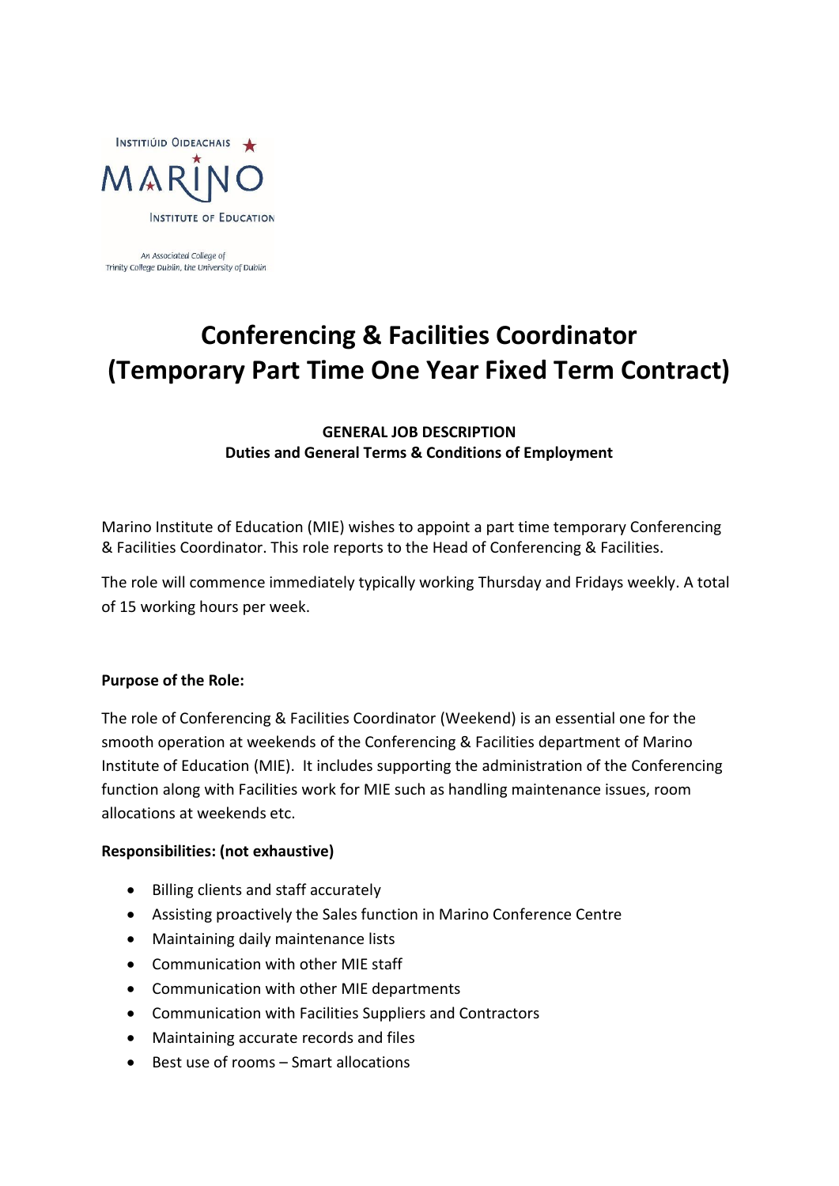INSTITIÚID OIDEACHAIS MARINO INSTITUTE OF EDUCATION

*An Associated College of Trinity College Dublin, the University of Dublin*

# Conferencing & Facilities Coordinator (Temporary Part Time One Year Fixed Term Contract)

**GENERAL JOB DESCRIPTION**
**Duties and General Terms & Conditions of Employment**

Marino Institute of Education (MIE) wishes to appoint a part time temporary Conferencing & Facilities Coordinator. This role reports to the Head of Conferencing & Facilities.

The role will commence immediately typically working Thursday and Fridays weekly. A total of 15 working hours per week.

**Purpose of the Role:**

The role of Conferencing & Facilities Coordinator (Weekend) is an essential one for the smooth operation at weekends of the Conferencing & Facilities department of Marino Institute of Education (MIE). It includes supporting the administration of the Conferencing function along with Facilities work for MIE such as handling maintenance issues, room allocations at weekends etc.

**Responsibilities: (not exhaustive)**

- Billing clients and staff accurately
- Assisting proactively the Sales function in Marino Conference Centre
- Maintaining daily maintenance lists
- Communication with other MIE staff
- Communication with other MIE departments
- Communication with Facilities Suppliers and Contractors
- Maintaining accurate records and files
- Best use of rooms – Smart allocations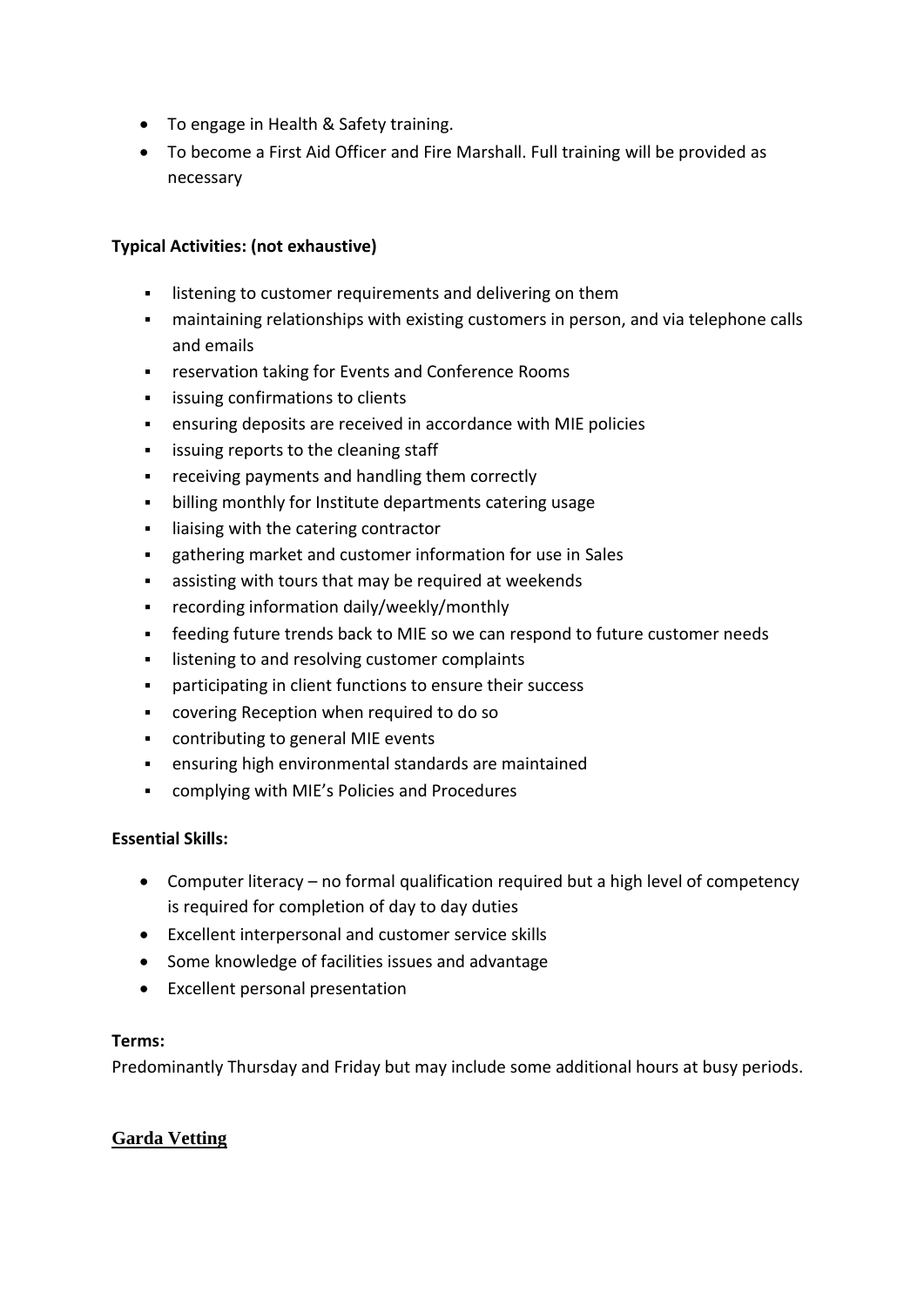- To engage in Health & Safety training.
- To become a First Aid Officer and Fire Marshall. Full training will be provided as necessary

**Typical Activities: (not exhaustive)**

- listening to customer requirements and delivering on them
- maintaining relationships with existing customers in person, and via telephone calls and emails
- reservation taking for Events and Conference Rooms
- issuing confirmations to clients
- ensuring deposits are received in accordance with MIE policies
- issuing reports to the cleaning staff
- receiving payments and handling them correctly
- billing monthly for Institute departments catering usage
- liaising with the catering contractor
- gathering market and customer information for use in Sales
- assisting with tours that may be required at weekends
- recording information daily/weekly/monthly
- feeding future trends back to MIE so we can respond to future customer needs
- listening to and resolving customer complaints
- participating in client functions to ensure their success
- covering Reception when required to do so
- contributing to general MIE events
- ensuring high environmental standards are maintained
- complying with MIE's Policies and Procedures

**Essential Skills:**

- Computer literacy – no formal qualification required but a high level of competency is required for completion of day to day duties
- Excellent interpersonal and customer service skills
- Some knowledge of facilities issues and advantage
- Excellent personal presentation

**Terms:**

Predominantly Thursday and Friday but may include some additional hours at busy periods.

**Garda Vetting**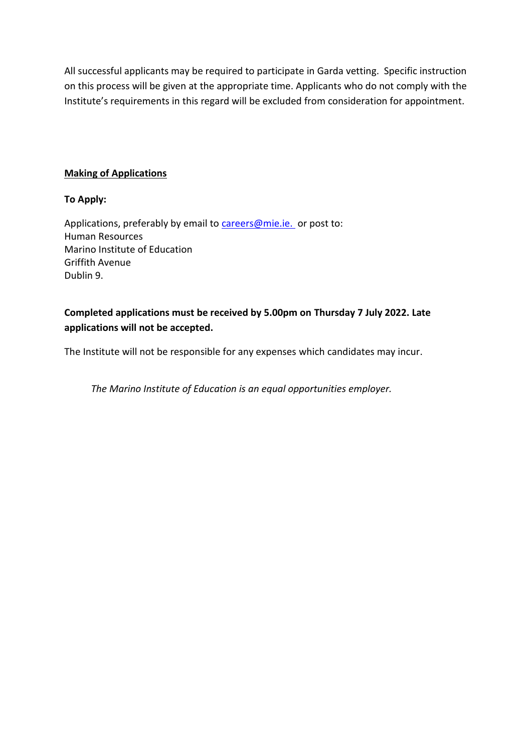All successful applicants may be required to participate in Garda vetting. Specific instruction on this process will be given at the appropriate time. Applicants who do not comply with the Institute's requirements in this regard will be excluded from consideration for appointment.

## Making of Applications

**To Apply:**

Applications, preferably by email to careers@mie.ie. or post to:
Human Resources
Marino Institute of Education
Griffith Avenue
Dublin 9.

**Completed applications must be received by 5.00pm on Thursday 7 July 2022. Late applications will not be accepted.**

The Institute will not be responsible for any expenses which candidates may incur.

*The Marino Institute of Education is an equal opportunities employer.*